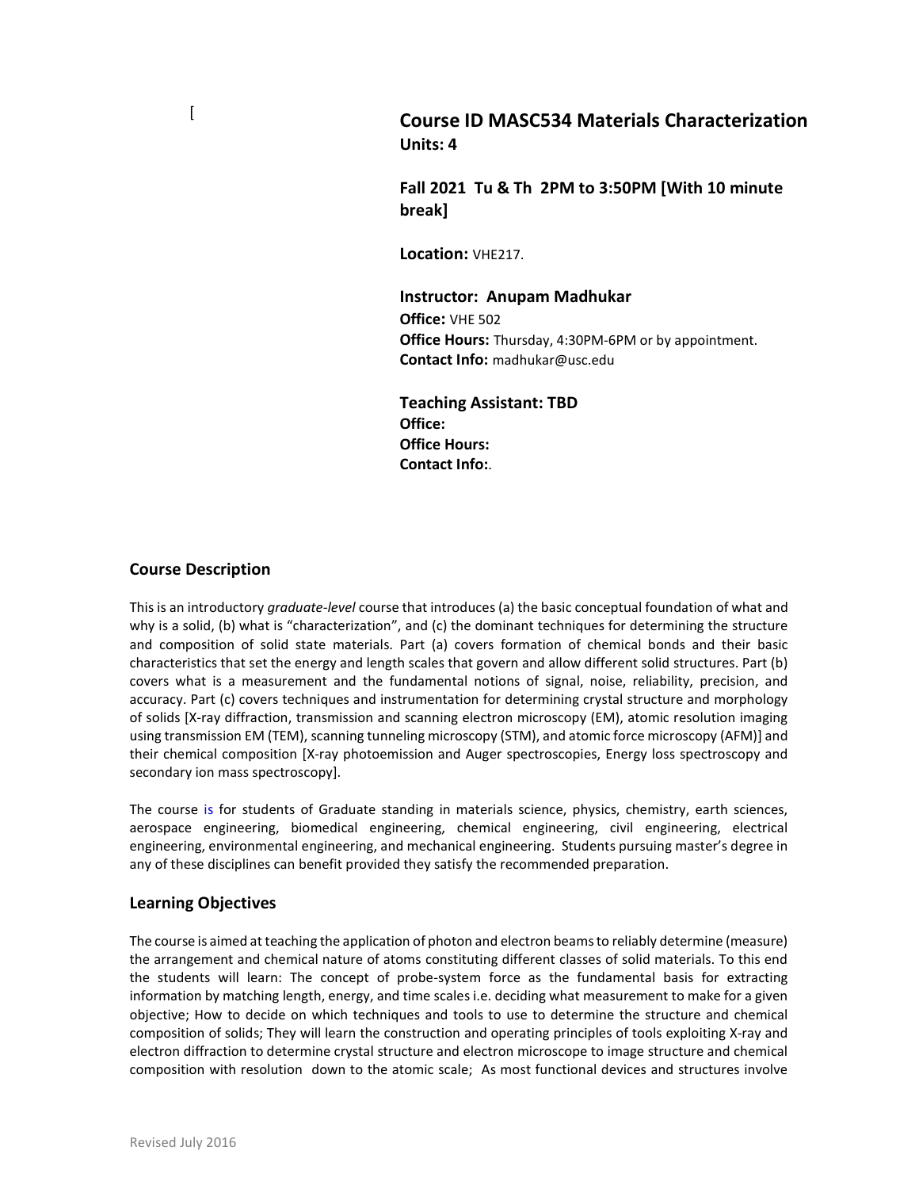[

# Course ID MASC534 Materials Characterization

**Units: 4**

**Fall 2021 Tu & Th 2PM to 3:50PM [With 10 minute break]**

**Location:** VHE217.

**Instructor: Anupam Madhukar**
**Office:** VHE 502
**Office Hours:** Thursday, 4:30PM-6PM or by appointment.
**Contact Info:** madhukar@usc.edu

**Teaching Assistant: TBD**
**Office:**
**Office Hours:**
**Contact Info:**.

## Course Description

This is an introductory *graduate-level* course that introduces (a) the basic conceptual foundation of what and why is a solid, (b) what is "characterization", and (c) the dominant techniques for determining the structure and composition of solid state materials. Part (a) covers formation of chemical bonds and their basic characteristics that set the energy and length scales that govern and allow different solid structures. Part (b) covers what is a measurement and the fundamental notions of signal, noise, reliability, precision, and accuracy. Part (c) covers techniques and instrumentation for determining crystal structure and morphology of solids [X-ray diffraction, transmission and scanning electron microscopy (EM), atomic resolution imaging using transmission EM (TEM), scanning tunneling microscopy (STM), and atomic force microscopy (AFM)] and their chemical composition [X-ray photoemission and Auger spectroscopies, Energy loss spectroscopy and secondary ion mass spectroscopy].

The course is for students of Graduate standing in materials science, physics, chemistry, earth sciences, aerospace engineering, biomedical engineering, chemical engineering, civil engineering, electrical engineering, environmental engineering, and mechanical engineering. Students pursuing master's degree in any of these disciplines can benefit provided they satisfy the recommended preparation.

## Learning Objectives

The course is aimed at teaching the application of photon and electron beams to reliably determine (measure) the arrangement and chemical nature of atoms constituting different classes of solid materials. To this end the students will learn: The concept of probe-system force as the fundamental basis for extracting information by matching length, energy, and time scales i.e. deciding what measurement to make for a given objective; How to decide on which techniques and tools to use to determine the structure and chemical composition of solids; They will learn the construction and operating principles of tools exploiting X-ray and electron diffraction to determine crystal structure and electron microscope to image structure and chemical composition with resolution down to the atomic scale; As most functional devices and structures involve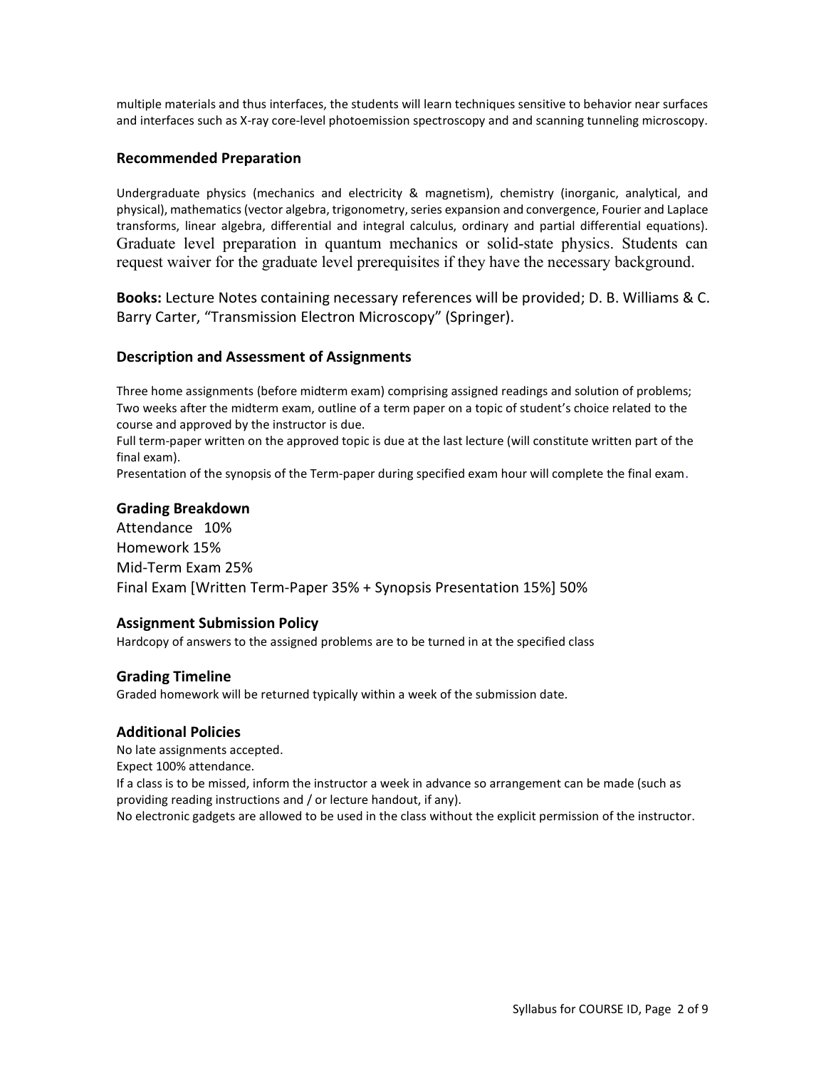multiple materials and thus interfaces, the students will learn techniques sensitive to behavior near surfaces and interfaces such as X-ray core-level photoemission spectroscopy and and scanning tunneling microscopy.

## Recommended Preparation

Undergraduate physics (mechanics and electricity & magnetism), chemistry (inorganic, analytical, and physical), mathematics (vector algebra, trigonometry, series expansion and convergence, Fourier and Laplace transforms, linear algebra, differential and integral calculus, ordinary and partial differential equations). Graduate level preparation in quantum mechanics or solid-state physics. Students can request waiver for the graduate level prerequisites if they have the necessary background.

**Books:** Lecture Notes containing necessary references will be provided; D. B. Williams & C. Barry Carter, "Transmission Electron Microscopy" (Springer).

## Description and Assessment of Assignments

Three home assignments (before midterm exam) comprising assigned readings and solution of problems;
Two weeks after the midterm exam, outline of a term paper on a topic of student's choice related to the course and approved by the instructor is due.
Full term-paper written on the approved topic is due at the last lecture (will constitute written part of the final exam).
Presentation of the synopsis of the Term-paper during specified exam hour will complete the final exam.

## Grading Breakdown

Attendance 10%
Homework 15%
Mid-Term Exam 25%
Final Exam [Written Term-Paper 35% + Synopsis Presentation 15%] 50%

## Assignment Submission Policy

Hardcopy of answers to the assigned problems are to be turned in at the specified class

## Grading Timeline

Graded homework will be returned typically within a week of the submission date.

## Additional Policies

No late assignments accepted.
Expect 100% attendance.
If a class is to be missed, inform the instructor a week in advance so arrangement can be made (such as providing reading instructions and / or lecture handout, if any).
No electronic gadgets are allowed to be used in the class without the explicit permission of the instructor.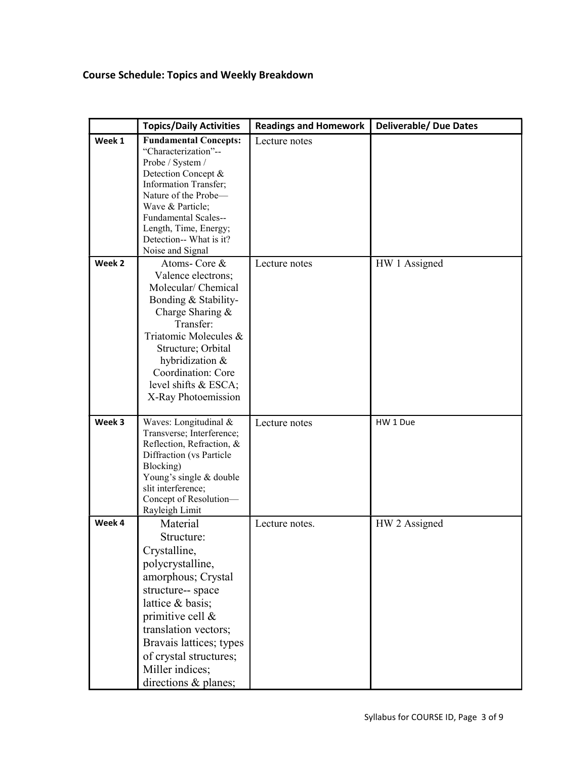## Course Schedule: Topics and Weekly Breakdown

| | Topics/Daily Activities | Readings and Homework | Deliverable/ Due Dates |
|---|---|---|---|
| Week 1 | **Fundamental Concepts:** "Characterization"-- Probe / System / Detection Concept & Information Transfer; Nature of the Probe—Wave & Particle; Fundamental Scales-- Length, Time, Energy; Detection-- What is it? Noise and Signal | Lecture notes | |
| Week 2 | Atoms- Core & Valence electrons; Molecular/ Chemical Bonding & Stability- Charge Sharing & Transfer: Triatomic Molecules & Structure; Orbital hybridization & Coordination: Core level shifts & ESCA; X-Ray Photoemission | Lecture notes | HW 1 Assigned |
| Week 3 | Waves: Longitudinal & Transverse; Interference; Reflection, Refraction, & Diffraction (vs Particle Blocking) Young's single & double slit interference; Concept of Resolution—Rayleigh Limit | Lecture notes | HW 1 Due |
| Week 4 | Material Structure: Crystalline, polycrystalline, amorphous; Crystal structure-- space lattice & basis; primitive cell & translation vectors; Bravais lattices; types of crystal structures; Miller indices; directions & planes; | Lecture notes. | HW 2 Assigned |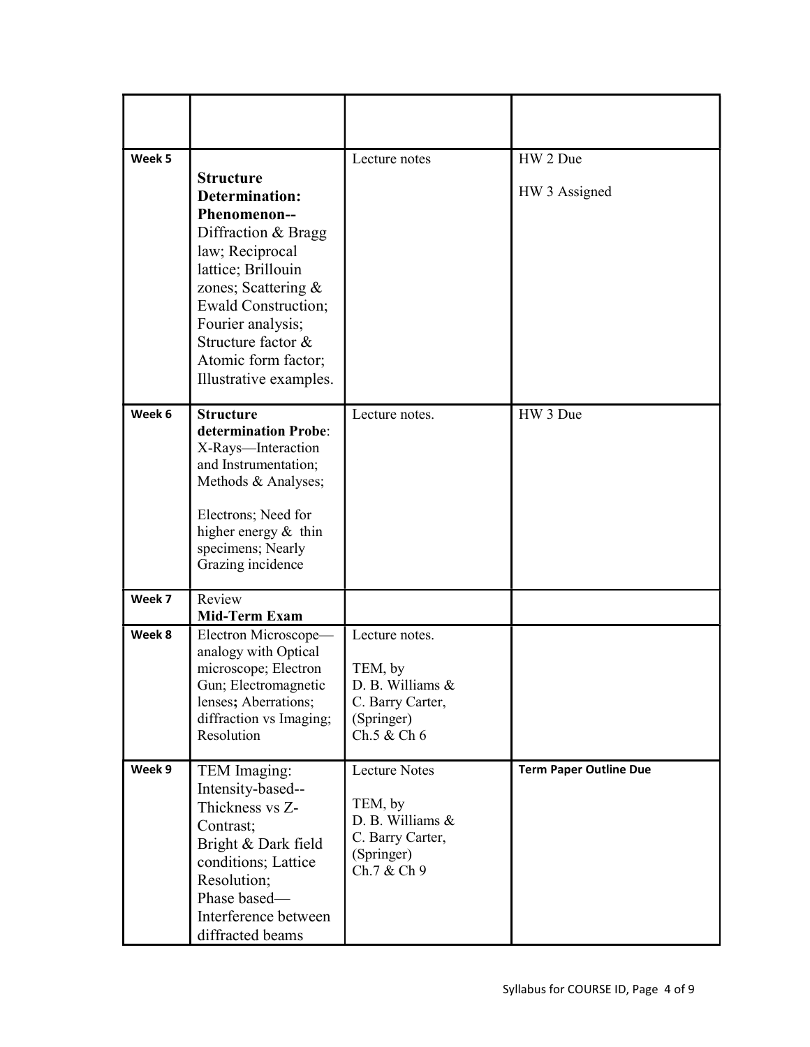|  |  |  |  |
|---|---|---|---|
| **Week 5** | **Structure Determination: Phenomenon--** Diffraction & Bragg law; Reciprocal lattice; Brillouin zones; Scattering & Ewald Construction; Fourier analysis; Structure factor & Atomic form factor; Illustrative examples. | Lecture notes | HW 2 Due<br><br>HW 3 Assigned |
| **Week 6** | **Structure determination Probe**: X-Rays—Interaction and Instrumentation; Methods & Analyses;<br><br>Electrons; Need for higher energy & thin specimens; Nearly Grazing incidence | Lecture notes. | HW 3 Due |
| **Week 7** | Review<br>**Mid-Term Exam** |  |  |
| **Week 8** | Electron Microscope—analogy with Optical microscope; Electron Gun; Electromagnetic lenses**;** Aberrations; diffraction vs Imaging; Resolution | Lecture notes.<br><br>TEM, by D. B. Williams & C. Barry Carter, (Springer) Ch.5 & Ch 6 |  |
| **Week 9** | TEM Imaging: Intensity-based-- Thickness vs Z-Contrast; Bright & Dark field conditions; Lattice Resolution; Phase based—Interference between diffracted beams | Lecture Notes<br><br>TEM, by D. B. Williams & C. Barry Carter, (Springer) Ch.7 & Ch 9 | **Term Paper Outline Due** |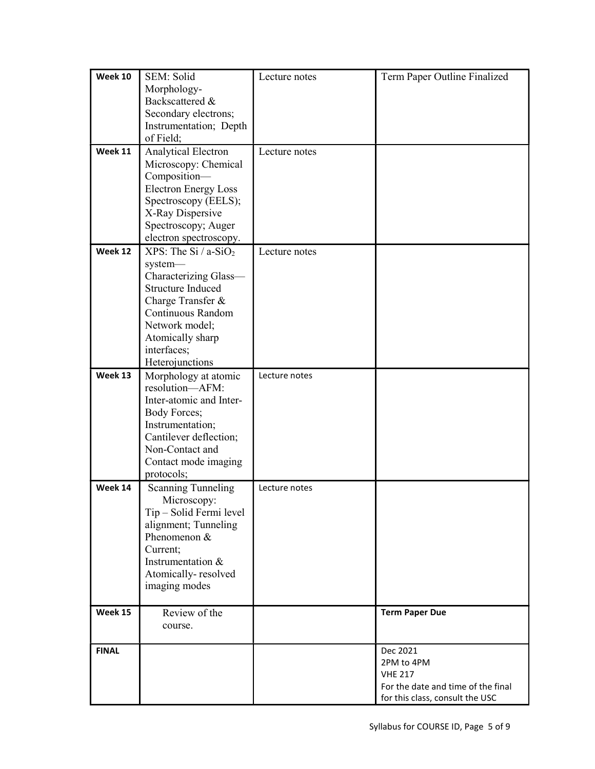| Week 10 | SEM: Solid Morphology- Backscattered & Secondary electrons; Instrumentation; Depth of Field; | Lecture notes | Term Paper Outline Finalized |
|---|---|---|---|
| Week 11 | Analytical Electron Microscopy: Chemical Composition—Electron Energy Loss Spectroscopy (EELS); X-Ray Dispersive Spectroscopy; Auger electron spectroscopy. | Lecture notes | |
| Week 12 | XPS: The Si / a-$SiO_2$ system—Characterizing Glass—Structure Induced Charge Transfer & Continuous Random Network model; Atomically sharp interfaces; Heterojunctions | Lecture notes | |
| Week 13 | Morphology at atomic resolution—AFM: Inter-atomic and Inter-Body Forces; Instrumentation; Cantilever deflection; Non-Contact and Contact mode imaging protocols; | Lecture notes | |
| Week 14 | Scanning Tunneling Microscopy: Tip – Solid Fermi level alignment; Tunneling Phenomenon & Current; Instrumentation & Atomically- resolved imaging modes | Lecture notes | |
| Week 15 | Review of the course. | | **Term Paper Due** |
| **FINAL** | | | Dec 2021<br>2PM to 4PM<br>VHE 217<br>For the date and time of the final for this class, consult the USC |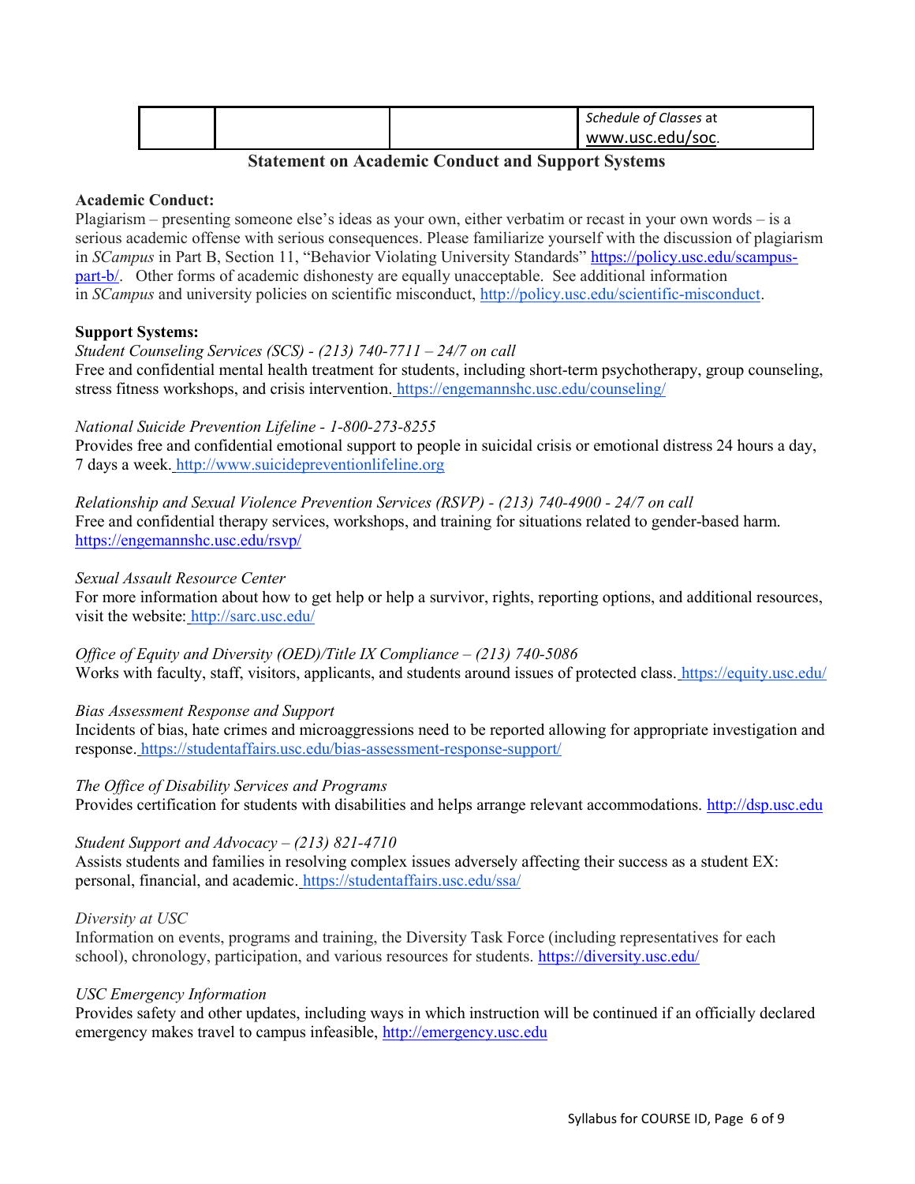| | | | *Schedule of Classes* at www.usc.edu/soc. |
|---|---|---|---|

## Statement on Academic Conduct and Support Systems

**Academic Conduct:**

Plagiarism – presenting someone else's ideas as your own, either verbatim or recast in your own words – is a serious academic offense with serious consequences. Please familiarize yourself with the discussion of plagiarism in *SCampus* in Part B, Section 11, "Behavior Violating University Standards" https://policy.usc.edu/scampus-part-b/. Other forms of academic dishonesty are equally unacceptable. See additional information in *SCampus* and university policies on scientific misconduct, http://policy.usc.edu/scientific-misconduct.

**Support Systems:**

*Student Counseling Services (SCS) - (213) 740-7711 – 24/7 on call*
Free and confidential mental health treatment for students, including short-term psychotherapy, group counseling, stress fitness workshops, and crisis intervention. https://engemannshc.usc.edu/counseling/

*National Suicide Prevention Lifeline - 1-800-273-8255*
Provides free and confidential emotional support to people in suicidal crisis or emotional distress 24 hours a day, 7 days a week. http://www.suicidepreventionlifeline.org

*Relationship and Sexual Violence Prevention Services (RSVP) - (213) 740-4900 - 24/7 on call*
Free and confidential therapy services, workshops, and training for situations related to gender-based harm. https://engemannshc.usc.edu/rsvp/

*Sexual Assault Resource Center*
For more information about how to get help or help a survivor, rights, reporting options, and additional resources, visit the website: http://sarc.usc.edu/

*Office of Equity and Diversity (OED)/Title IX Compliance – (213) 740-5086*
Works with faculty, staff, visitors, applicants, and students around issues of protected class. https://equity.usc.edu/

*Bias Assessment Response and Support*
Incidents of bias, hate crimes and microaggressions need to be reported allowing for appropriate investigation and response. https://studentaffairs.usc.edu/bias-assessment-response-support/

*The Office of Disability Services and Programs*
Provides certification for students with disabilities and helps arrange relevant accommodations. http://dsp.usc.edu

*Student Support and Advocacy – (213) 821-4710*
Assists students and families in resolving complex issues adversely affecting their success as a student EX: personal, financial, and academic. https://studentaffairs.usc.edu/ssa/

*Diversity at USC*
Information on events, programs and training, the Diversity Task Force (including representatives for each school), chronology, participation, and various resources for students. https://diversity.usc.edu/

*USC Emergency Information*
Provides safety and other updates, including ways in which instruction will be continued if an officially declared emergency makes travel to campus infeasible, http://emergency.usc.edu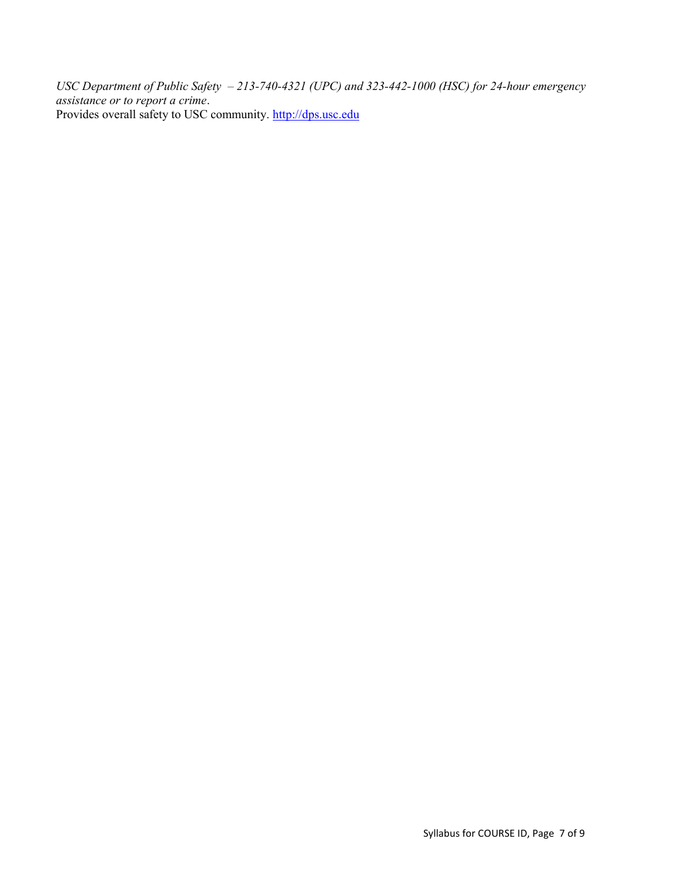*USC Department of Public Safety – 213-740-4321 (UPC) and 323-442-1000 (HSC) for 24-hour emergency assistance or to report a crime*.
Provides overall safety to USC community. http://dps.usc.edu